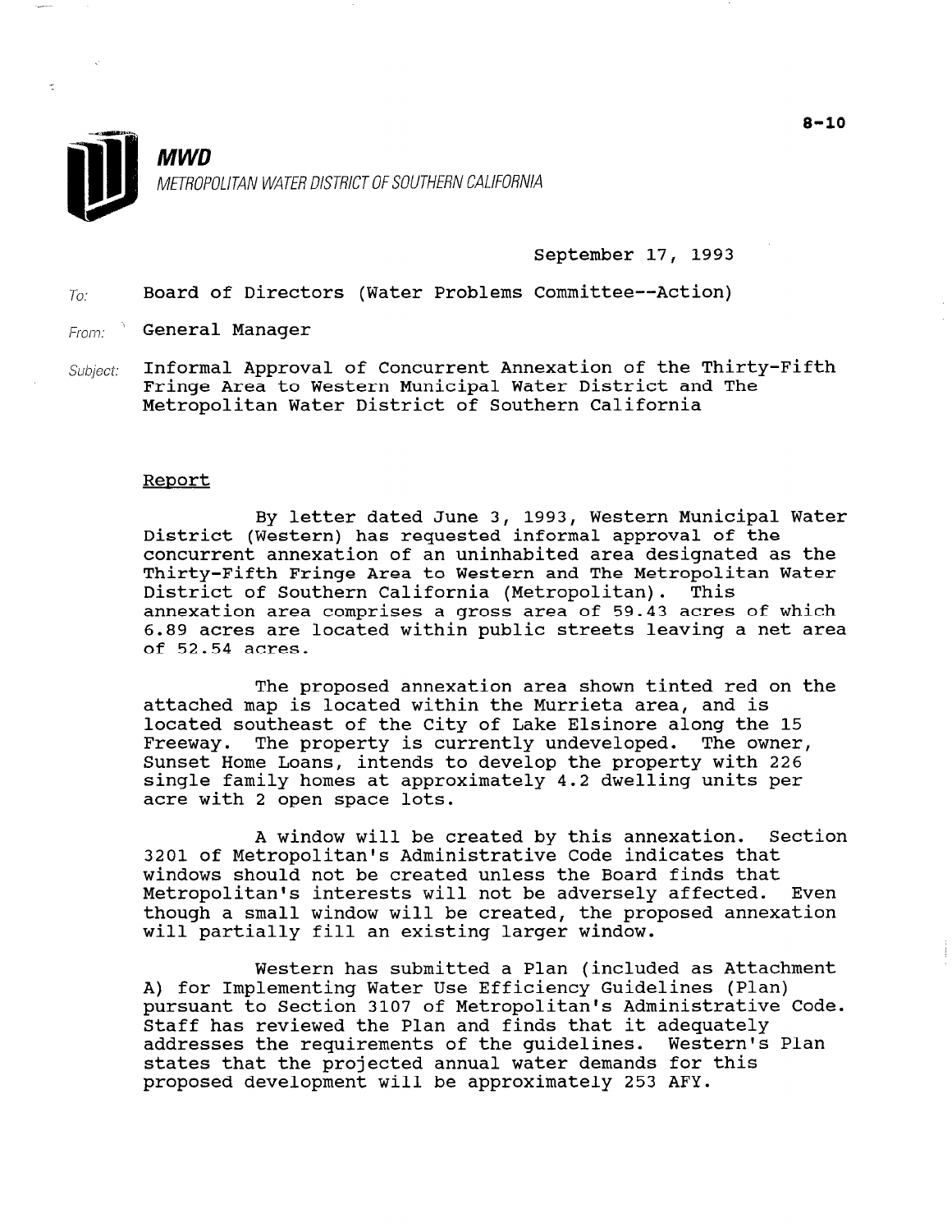# MWD

METROPOLITAN WATER DISTRICT OF SOUTHERN CALIFORNIA

September 17, 1993

To: Board of Directors (Water Problems Committee--Action)

From: General Manager

Subject: Informal Approval of Concurrent Annexation of the Thirty-Fifth Fringe Area to Western Municipal Water District and The Metropolitan Water District of Southern California

## Report

By letter dated June 3, 1993, Western Municipal Water District (Western) has requested informal approval of the concurrent annexation of an uninhabited area designated as the Thirty-Fifth Fringe Area to Western and The Metropolitan Water District of Southern California (Metropolitan). This annexation area comprises a gross area of 59.43 acres of which 6.89 acres are located within public streets leaving a net area of 52.54 acres.

The proposed annexation area shown tinted red on the attached map is located within the Murrieta area, and is located southeast of the City of Lake Elsinore along the 15 Freeway. The property is currently undeveloped. The owner, Sunset Home Loans, intends to develop the property with 226 single family homes at approximately 4.2 dwelling units per acre with 2 open space lots.

A window will be created by this annexation. Section 3201 of Metropolitan's Administrative Code indicates that windows should not be created unless the Board finds that Metropolitan's interests will not be adversely affected. Even though a small window will be created, the proposed annexation will partially fill an existing larger window.

Western has submitted a Plan (included as Attachment A) for Implementing Water Use Efficiency Guidelines (Plan) pursuant to Section 3107 of Metropolitan's Administrative Code. Staff has reviewed the Plan and finds that it adequately addresses the requirements of the guidelines. Western's Plan states that the projected annual water demands for this proposed development will be approximately 253 AFY.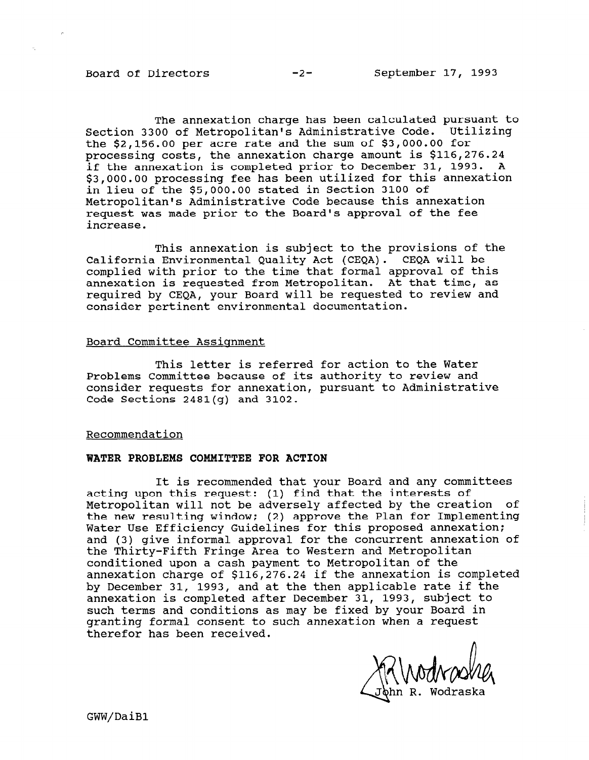The annexation charge has been calculated pursuant to Section 3300 of Metropolitan's Administrative Code. Utilizing the $2,156.00 per acre rate and the sum of $3,000.00 for processing costs, the annexation charge amount is $116,276.24 if the annexation is completed prior to December 31, 1993. A $3,000.00 processing fee has been utilized for this annexation in lieu of the $5,000.00 stated in Section 3100 of Metropolitan's Administrative Code because this annexation request was made prior to the Board's approval of the fee increase.

This annexation is subject to the provisions of the California Environmental Quality Act (CEQA). CEQA will be complied with prior to the time that formal approval of this annexation is requested from Metropolitan. At that time, as required by CEQA, your Board will be requested to review and consider pertinent environmental documentation.

## Board Committee Assignment

This letter is referred for action to the Water Problems Committee because of its authority to review and consider requests for annexation, pursuant to Administrative Code Sections 2481(g) and 3102.

## Recommendation

**WATER PROBLEMS COMMITTEE FOR ACTION**

It is recommended that your Board and any committees acting upon this request: (1) find that the interests of Metropolitan will not be adversely affected by the creation of the new resulting window; (2) approve the Plan for Implementing Water Use Efficiency Guidelines for this proposed annexation; and (3) give informal approval for the concurrent annexation of the Thirty-Fifth Fringe Area to Western and Metropolitan conditioned upon a cash payment to Metropolitan of the annexation charge of $116,276.24 if the annexation is completed by December 31, 1993, and at the then applicable rate if the annexation is completed after December 31, 1993, subject to such terms and conditions as may be fixed by your Board in granting formal consent to such annexation when a request therefor has been received.

John R. Wodraska

GWW/DaiB1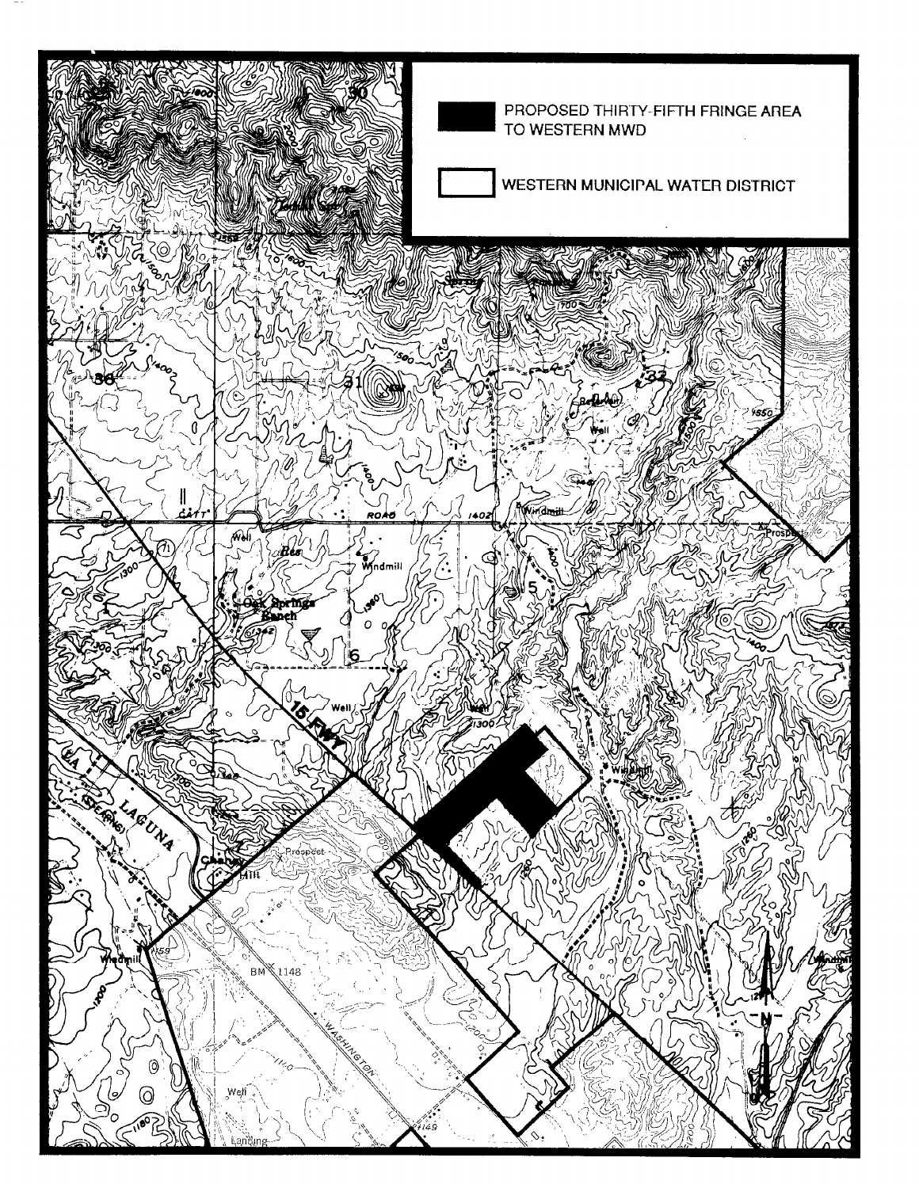PROPOSED THIRTY-FIFTH FRINGE AREA TO WESTERN MWD

WESTERN MUNICIPAL WATER DISTRICT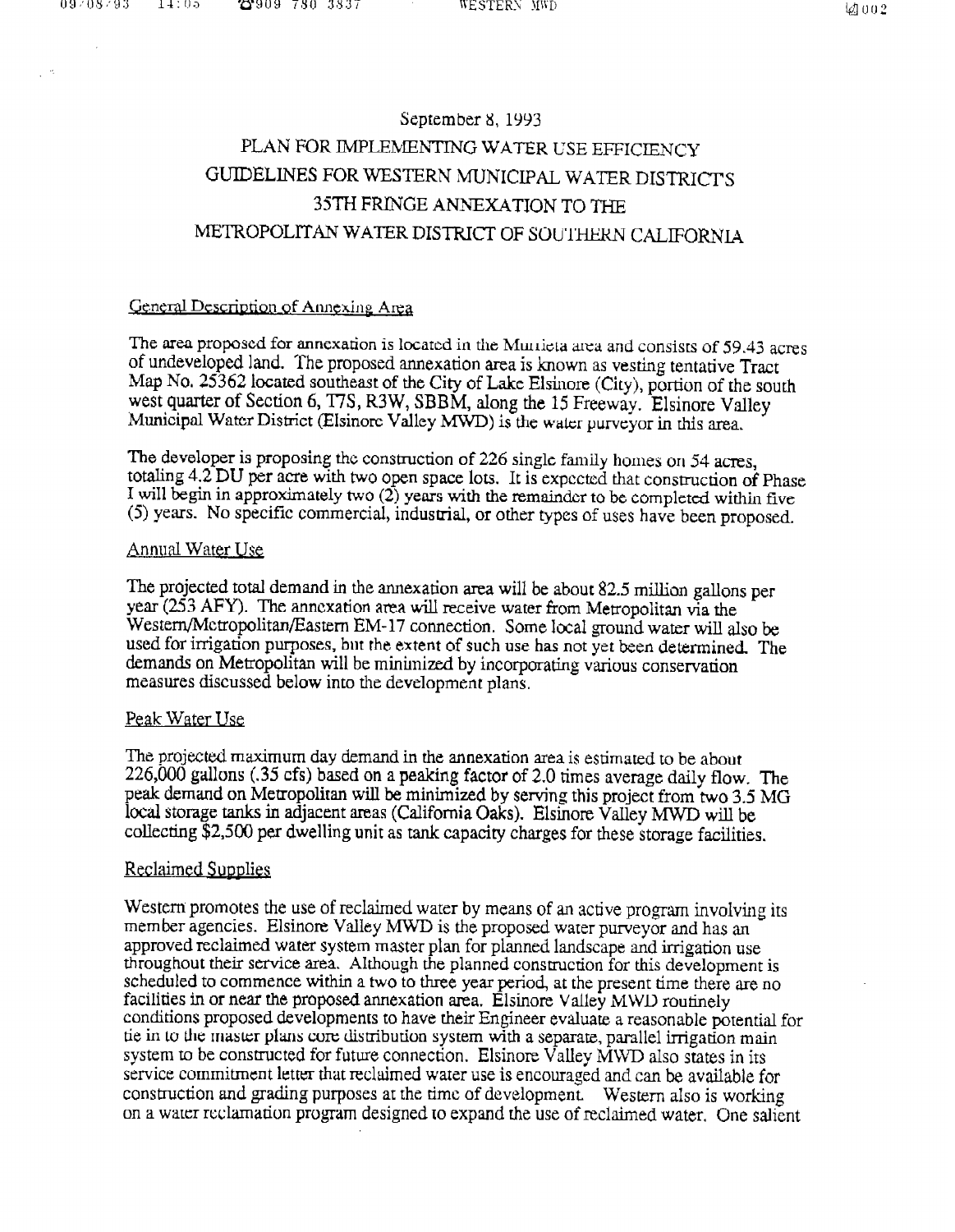September 8, 1993

# PLAN FOR IMPLEMENTING WATER USE EFFICIENCY GUIDELINES FOR WESTERN MUNICIPAL WATER DISTRICT'S 35TH FRINGE ANNEXATION TO THE METROPOLITAN WATER DISTRICT OF SOUTHERN CALIFORNIA

## General Description of Annexing Area

The area proposed for annexation is located in the Murrieta area and consists of 59.43 acres of undeveloped land. The proposed annexation area is known as vesting tentative Tract Map No. 25362 located southeast of the City of Lake Elsinore (City), portion of the south west quarter of Section 6, T7S, R3W, SBBM, along the 15 Freeway. Elsinore Valley Municipal Water District (Elsinore Valley MWD) is the water purveyor in this area.

The developer is proposing the construction of 226 single family homes on 54 acres, totaling 4.2 DU per acre with two open space lots. It is expected that construction of Phase I will begin in approximately two (2) years with the remainder to be completed within five (5) years. No specific commercial, industrial, or other types of uses have been proposed.

## Annual Water Use

The projected total demand in the annexation area will be about 82.5 million gallons per year (253 AFY). The annexation area will receive water from Metropolitan via the Western/Metropolitan/Eastern EM-17 connection. Some local ground water will also be used for irrigation purposes, but the extent of such use has not yet been determined. The demands on Metropolitan will be minimized by incorporating various conservation measures discussed below into the development plans.

## Peak Water Use

The projected maximum day demand in the annexation area is estimated to be about 226,000 gallons (.35 cfs) based on a peaking factor of 2.0 times average daily flow. The peak demand on Metropolitan will be minimized by serving this project from two 3.5 MG local storage tanks in adjacent areas (California Oaks). Elsinore Valley MWD will be collecting $2,500 per dwelling unit as tank capacity charges for these storage facilities.

## Reclaimed Supplies

Western promotes the use of reclaimed water by means of an active program involving its member agencies. Elsinore Valley MWD is the proposed water purveyor and has an approved reclaimed water system master plan for planned landscape and irrigation use throughout their service area. Although the planned construction for this development is scheduled to commence within a two to three year period, at the present time there are no facilities in or near the proposed annexation area. Elsinore Valley MWD routinely conditions proposed developments to have their Engineer evaluate a reasonable potential for tie in to the master plans core distribution system with a separate, parallel irrigation main system to be constructed for future connection. Elsinore Valley MWD also states in its service commitment letter that reclaimed water use is encouraged and can be available for construction and grading purposes at the time of development. Western also is working on a water reclamation program designed to expand the use of reclaimed water. One salient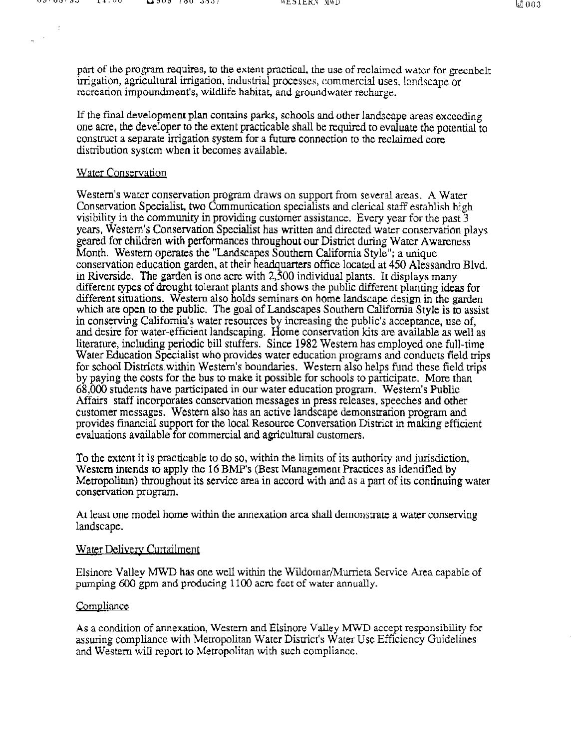part of the program requires, to the extent practical, the use of reclaimed water for greenbelt irrigation, agricultural irrigation, industrial processes, commercial uses, landscape or recreation impoundment's, wildlife habitat, and groundwater recharge.

If the final development plan contains parks, schools and other landscape areas exceeding one acre, the developer to the extent practicable shall be required to evaluate the potential to construct a separate irrigation system for a future connection to the reclaimed core distribution system when it becomes available.

## Water Conservation

Western's water conservation program draws on support from several areas. A Water Conservation Specialist, two Communication specialists and clerical staff establish high visibility in the community in providing customer assistance. Every year for the past 3 years, Western's Conservation Specialist has written and directed water conservation plays geared for children with performances throughout our District during Water Awareness Month. Western operates the "Landscapes Southern California Style"; a unique conservation education garden, at their headquarters office located at 450 Alessandro Blvd. in Riverside. The garden is one acre with 2,500 individual plants. It displays many different types of drought tolerant plants and shows the public different planting ideas for different situations. Western also holds seminars on home landscape design in the garden which are open to the public. The goal of Landscapes Southern California Style is to assist in conserving California's water resources by increasing the public's acceptance, use of, and desire for water-efficient landscaping. Home conservation kits are available as well as literature, including periodic bill stuffers. Since 1982 Western has employed one full-time Water Education Specialist who provides water education programs and conducts field trips for school Districts within Western's boundaries. Western also helps fund these field trips by paying the costs for the bus to make it possible for schools to participate. More than 68,000 students have participated in our water education program. Western's Public Affairs staff incorporates conservation messages in press releases, speeches and other customer messages. Western also has an active landscape demonstration program and provides financial support for the local Resource Conversation District in making efficient evaluations available for commercial and agricultural customers.

To the extent it is practicable to do so, within the limits of its authority and jurisdiction, Western intends to apply the 16 BMP's (Best Management Practices as identified by Metropolitan) throughout its service area in accord with and as a part of its continuing water conservation program.

At least one model home within the annexation area shall demonstrate a water conserving landscape.

## Water Delivery Curtailment

Elsinore Valley MWD has one well within the Wildomar/Murrieta Service Area capable of pumping 600 gpm and producing 1100 acre feet of water annually.

## Compliance

As a condition of annexation, Western and Elsinore Valley MWD accept responsibility for assuring compliance with Metropolitan Water District's Water Use Efficiency Guidelines and Western will report to Metropolitan with such compliance.